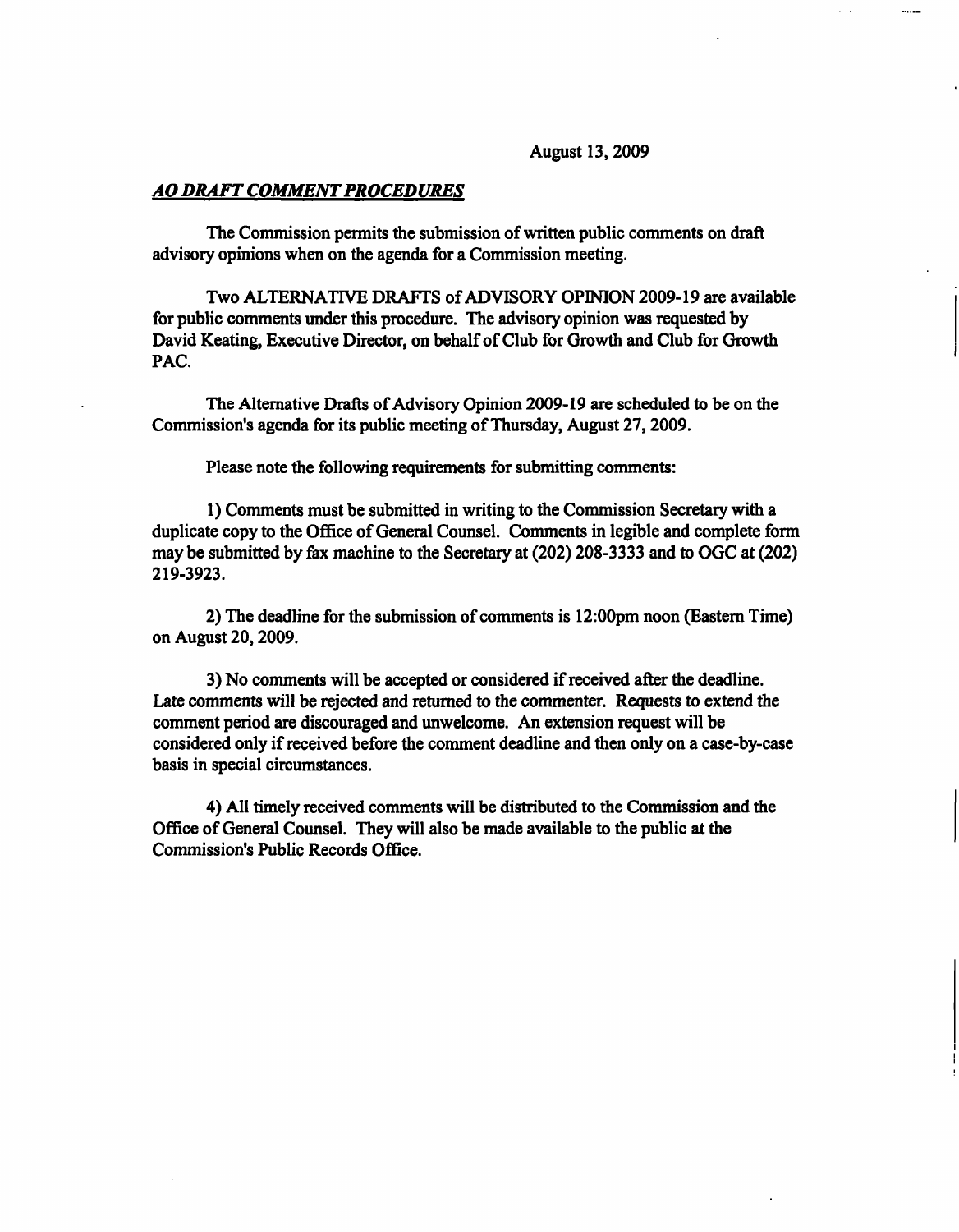August 13, 2009

***AO DRAFT COMMENT PROCEDURES***

The Commission permits the submission of written public comments on draft advisory opinions when on the agenda for a Commission meeting.

Two ALTERNATIVE DRAFTS of ADVISORY OPINION 2009-19 are available for public comments under this procedure. The advisory opinion was requested by David Keating, Executive Director, on behalf of Club for Growth and Club for Growth PAC.

The Alternative Drafts of Advisory Opinion 2009-19 are scheduled to be on the Commission's agenda for its public meeting of Thursday, August 27, 2009.

Please note the following requirements for submitting comments:

1) Comments must be submitted in writing to the Commission Secretary with a duplicate copy to the Office of General Counsel. Comments in legible and complete form may be submitted by fax machine to the Secretary at (202) 208-3333 and to OGC at (202) 219-3923.

2) The deadline for the submission of comments is 12:00pm noon (Eastern Time) on August 20, 2009.

3) No comments will be accepted or considered if received after the deadline. Late comments will be rejected and returned to the commenter. Requests to extend the comment period are discouraged and unwelcome. An extension request will be considered only if received before the comment deadline and then only on a case-by-case basis in special circumstances.

4) All timely received comments will be distributed to the Commission and the Office of General Counsel. They will also be made available to the public at the Commission's Public Records Office.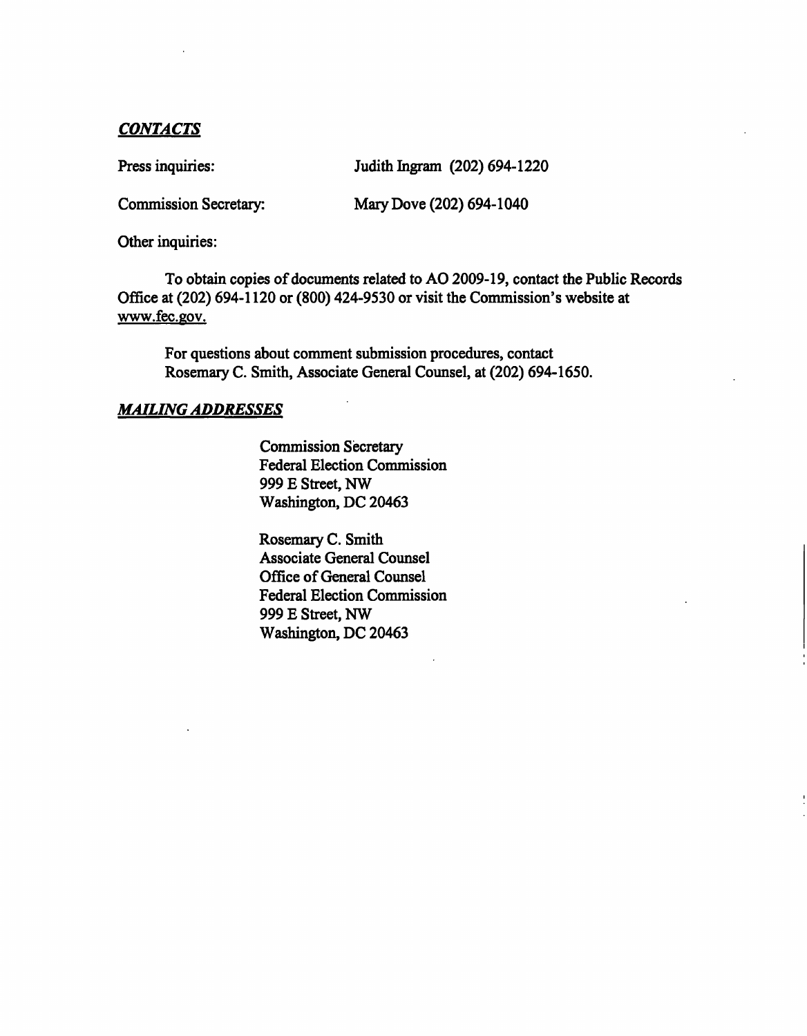***CONTACTS***

Press inquiries: Judith Ingram (202) 694-1220

Commission Secretary: Mary Dove (202) 694-1040

Other inquiries:

To obtain copies of documents related to AO 2009-19, contact the Public Records Office at (202) 694-1120 or (800) 424-9530 or visit the Commission's website at www.fec.gov.

For questions about comment submission procedures, contact Rosemary C. Smith, Associate General Counsel, at (202) 694-1650.

***MAILING ADDRESSES***

Commission Secretary
Federal Election Commission
999 E Street, NW
Washington, DC 20463

Rosemary C. Smith
Associate General Counsel
Office of General Counsel
Federal Election Commission
999 E Street, NW
Washington, DC 20463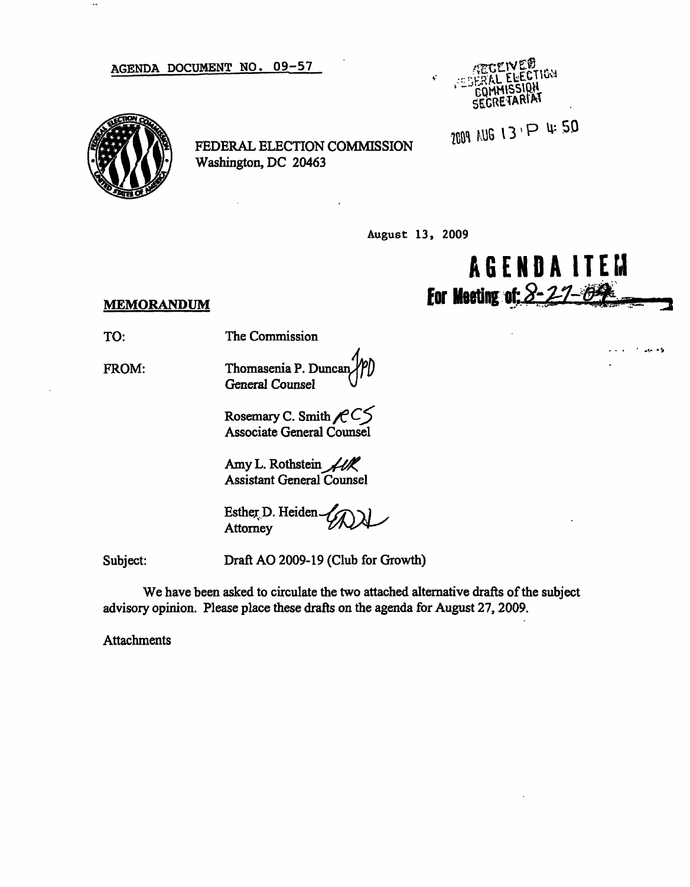AGENDA DOCUMENT NO. 09-57

RECEIVED
FEDERAL ELECTION
COMMISSION
SECRETARIAT

2009 AUG 13 P 4:50

FEDERAL ELECTION COMMISSION
Washington, DC 20463

August 13, 2009

**AGENDA ITEM**
**For Meeting of: 8-27-09**

**MEMORANDUM**

TO: The Commission

FROM: Thomasenia P. Duncan
General Counsel

Rosemary C. Smith
Associate General Counsel

Amy L. Rothstein
Assistant General Counsel

Esther D. Heiden
Attorney

Subject: Draft AO 2009-19 (Club for Growth)

We have been asked to circulate the two attached alternative drafts of the subject advisory opinion. Please place these drafts on the agenda for August 27, 2009.

Attachments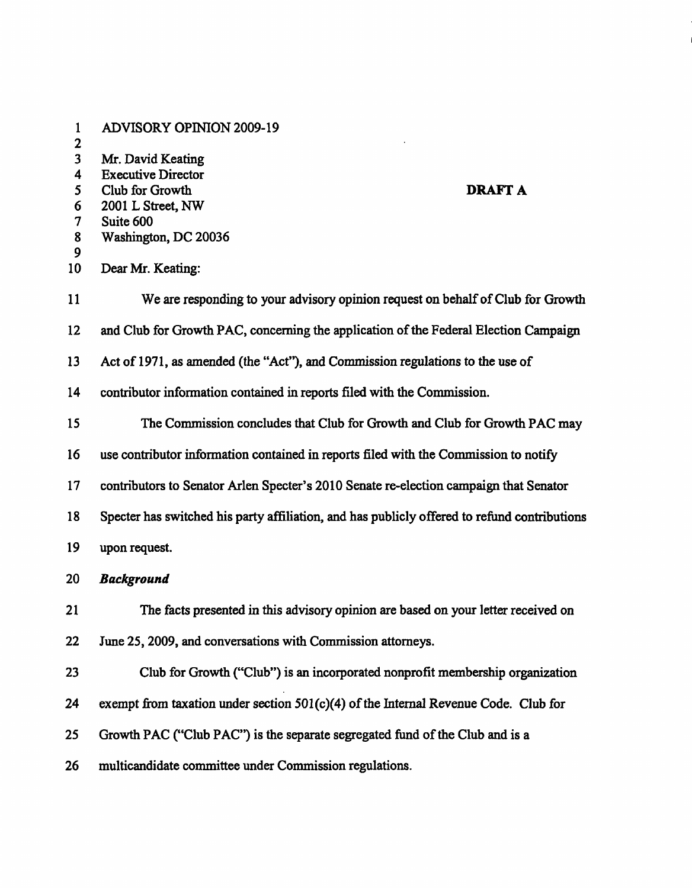ADVISORY OPINION 2009-19

Mr. David Keating
Executive Director
Club for Growth
2001 L Street, NW
Suite 600
Washington, DC 20036

**DRAFT A**

Dear Mr. Keating:

We are responding to your advisory opinion request on behalf of Club for Growth and Club for Growth PAC, concerning the application of the Federal Election Campaign Act of 1971, as amended (the "Act"), and Commission regulations to the use of contributor information contained in reports filed with the Commission.

The Commission concludes that Club for Growth and Club for Growth PAC may use contributor information contained in reports filed with the Commission to notify contributors to Senator Arlen Specter's 2010 Senate re-election campaign that Senator Specter has switched his party affiliation, and has publicly offered to refund contributions upon request.

***Background***

The facts presented in this advisory opinion are based on your letter received on June 25, 2009, and conversations with Commission attorneys.

Club for Growth ("Club") is an incorporated nonprofit membership organization exempt from taxation under section 501(c)(4) of the Internal Revenue Code. Club for Growth PAC ("Club PAC") is the separate segregated fund of the Club and is a multicandidate committee under Commission regulations.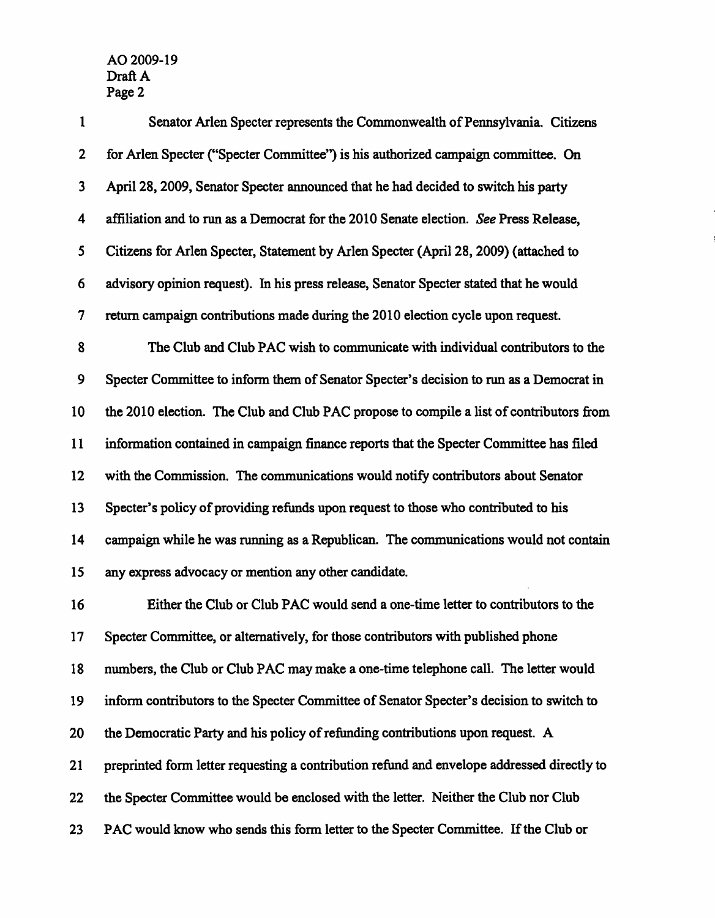Senator Arlen Specter represents the Commonwealth of Pennsylvania. Citizens for Arlen Specter ("Specter Committee") is his authorized campaign committee. On April 28, 2009, Senator Specter announced that he had decided to switch his party affiliation and to run as a Democrat for the 2010 Senate election. *See* Press Release, Citizens for Arlen Specter, Statement by Arlen Specter (April 28, 2009) (attached to advisory opinion request). In his press release, Senator Specter stated that he would return campaign contributions made during the 2010 election cycle upon request.

The Club and Club PAC wish to communicate with individual contributors to the Specter Committee to inform them of Senator Specter's decision to run as a Democrat in the 2010 election. The Club and Club PAC propose to compile a list of contributors from information contained in campaign finance reports that the Specter Committee has filed with the Commission. The communications would notify contributors about Senator Specter's policy of providing refunds upon request to those who contributed to his campaign while he was running as a Republican. The communications would not contain any express advocacy or mention any other candidate.

Either the Club or Club PAC would send a one-time letter to contributors to the Specter Committee, or alternatively, for those contributors with published phone numbers, the Club or Club PAC may make a one-time telephone call. The letter would inform contributors to the Specter Committee of Senator Specter's decision to switch to the Democratic Party and his policy of refunding contributions upon request. A preprinted form letter requesting a contribution refund and envelope addressed directly to the Specter Committee would be enclosed with the letter. Neither the Club nor Club PAC would know who sends this form letter to the Specter Committee. If the Club or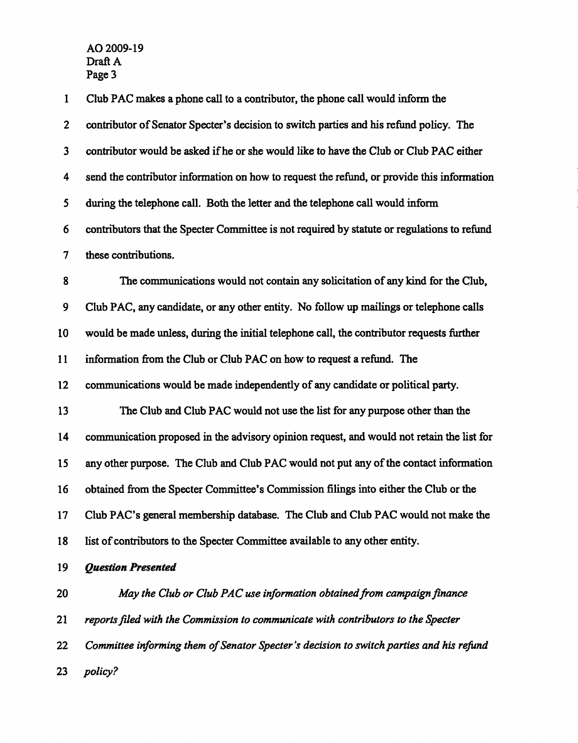Club PAC makes a phone call to a contributor, the phone call would inform the contributor of Senator Specter's decision to switch parties and his refund policy. The contributor would be asked if he or she would like to have the Club or Club PAC either send the contributor information on how to request the refund, or provide this information during the telephone call. Both the letter and the telephone call would inform contributors that the Specter Committee is not required by statute or regulations to refund these contributions.

The communications would not contain any solicitation of any kind for the Club, Club PAC, any candidate, or any other entity. No follow up mailings or telephone calls would be made unless, during the initial telephone call, the contributor requests further information from the Club or Club PAC on how to request a refund. The communications would be made independently of any candidate or political party.

The Club and Club PAC would not use the list for any purpose other than the communication proposed in the advisory opinion request, and would not retain the list for any other purpose. The Club and Club PAC would not put any of the contact information obtained from the Specter Committee's Commission filings into either the Club or the Club PAC's general membership database. The Club and Club PAC would not make the list of contributors to the Specter Committee available to any other entity.

***Question Presented***

*May the Club or Club PAC use information obtained from campaign finance reports filed with the Commission to communicate with contributors to the Specter Committee informing them of Senator Specter's decision to switch parties and his refund policy?*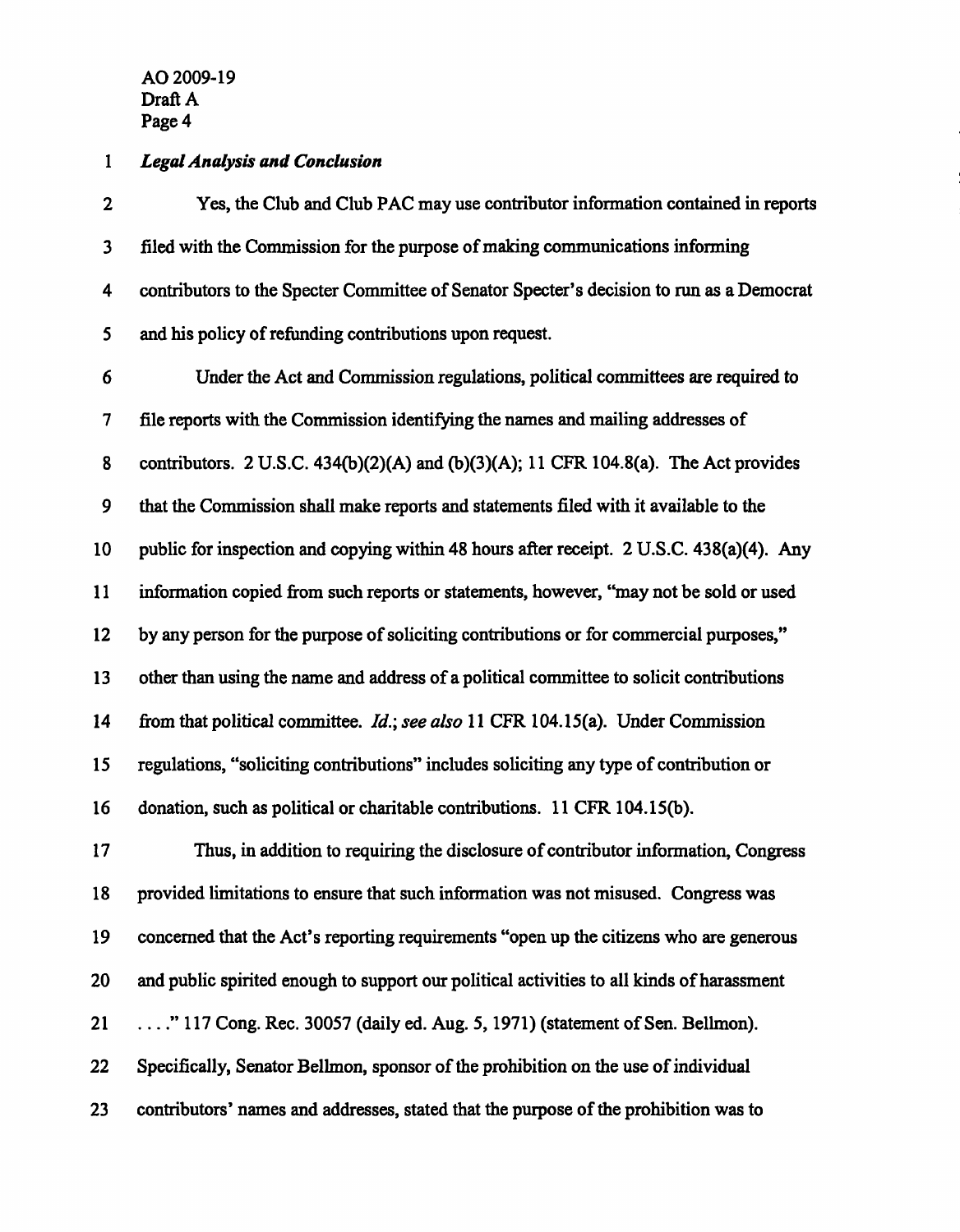***Legal Analysis and Conclusion***

Yes, the Club and Club PAC may use contributor information contained in reports filed with the Commission for the purpose of making communications informing contributors to the Specter Committee of Senator Specter's decision to run as a Democrat and his policy of refunding contributions upon request.

Under the Act and Commission regulations, political committees are required to file reports with the Commission identifying the names and mailing addresses of contributors. 2 U.S.C. 434(b)(2)(A) and (b)(3)(A); 11 CFR 104.8(a). The Act provides that the Commission shall make reports and statements filed with it available to the public for inspection and copying within 48 hours after receipt. 2 U.S.C. 438(a)(4). Any information copied from such reports or statements, however, "may not be sold or used by any person for the purpose of soliciting contributions or for commercial purposes," other than using the name and address of a political committee to solicit contributions from that political committee. *Id.*; *see also* 11 CFR 104.15(a). Under Commission regulations, "soliciting contributions" includes soliciting any type of contribution or donation, such as political or charitable contributions. 11 CFR 104.15(b).

Thus, in addition to requiring the disclosure of contributor information, Congress provided limitations to ensure that such information was not misused. Congress was concerned that the Act's reporting requirements "open up the citizens who are generous and public spirited enough to support our political activities to all kinds of harassment . . . ." 117 Cong. Rec. 30057 (daily ed. Aug. 5, 1971) (statement of Sen. Bellmon). Specifically, Senator Bellmon, sponsor of the prohibition on the use of individual contributors' names and addresses, stated that the purpose of the prohibition was to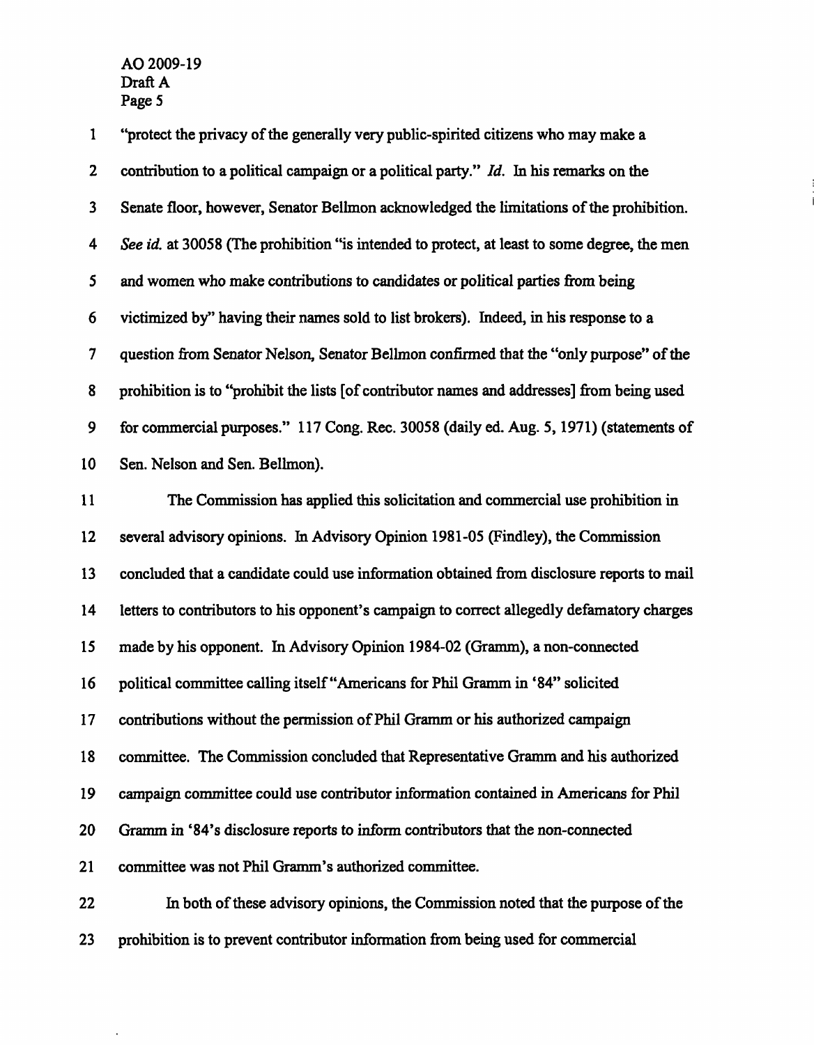"protect the privacy of the generally very public-spirited citizens who may make a contribution to a political campaign or a political party." *Id.* In his remarks on the Senate floor, however, Senator Bellmon acknowledged the limitations of the prohibition. *See id.* at 30058 (The prohibition "is intended to protect, at least to some degree, the men and women who make contributions to candidates or political parties from being victimized by" having their names sold to list brokers). Indeed, in his response to a question from Senator Nelson, Senator Bellmon confirmed that the "only purpose" of the prohibition is to "prohibit the lists [of contributor names and addresses] from being used for commercial purposes." 117 Cong. Rec. 30058 (daily ed. Aug. 5, 1971) (statements of Sen. Nelson and Sen. Bellmon).

The Commission has applied this solicitation and commercial use prohibition in several advisory opinions. In Advisory Opinion 1981-05 (Findley), the Commission concluded that a candidate could use information obtained from disclosure reports to mail letters to contributors to his opponent's campaign to correct allegedly defamatory charges made by his opponent. In Advisory Opinion 1984-02 (Gramm), a non-connected political committee calling itself "Americans for Phil Gramm in '84" solicited contributions without the permission of Phil Gramm or his authorized campaign committee. The Commission concluded that Representative Gramm and his authorized campaign committee could use contributor information contained in Americans for Phil Gramm in '84's disclosure reports to inform contributors that the non-connected committee was not Phil Gramm's authorized committee.

In both of these advisory opinions, the Commission noted that the purpose of the prohibition is to prevent contributor information from being used for commercial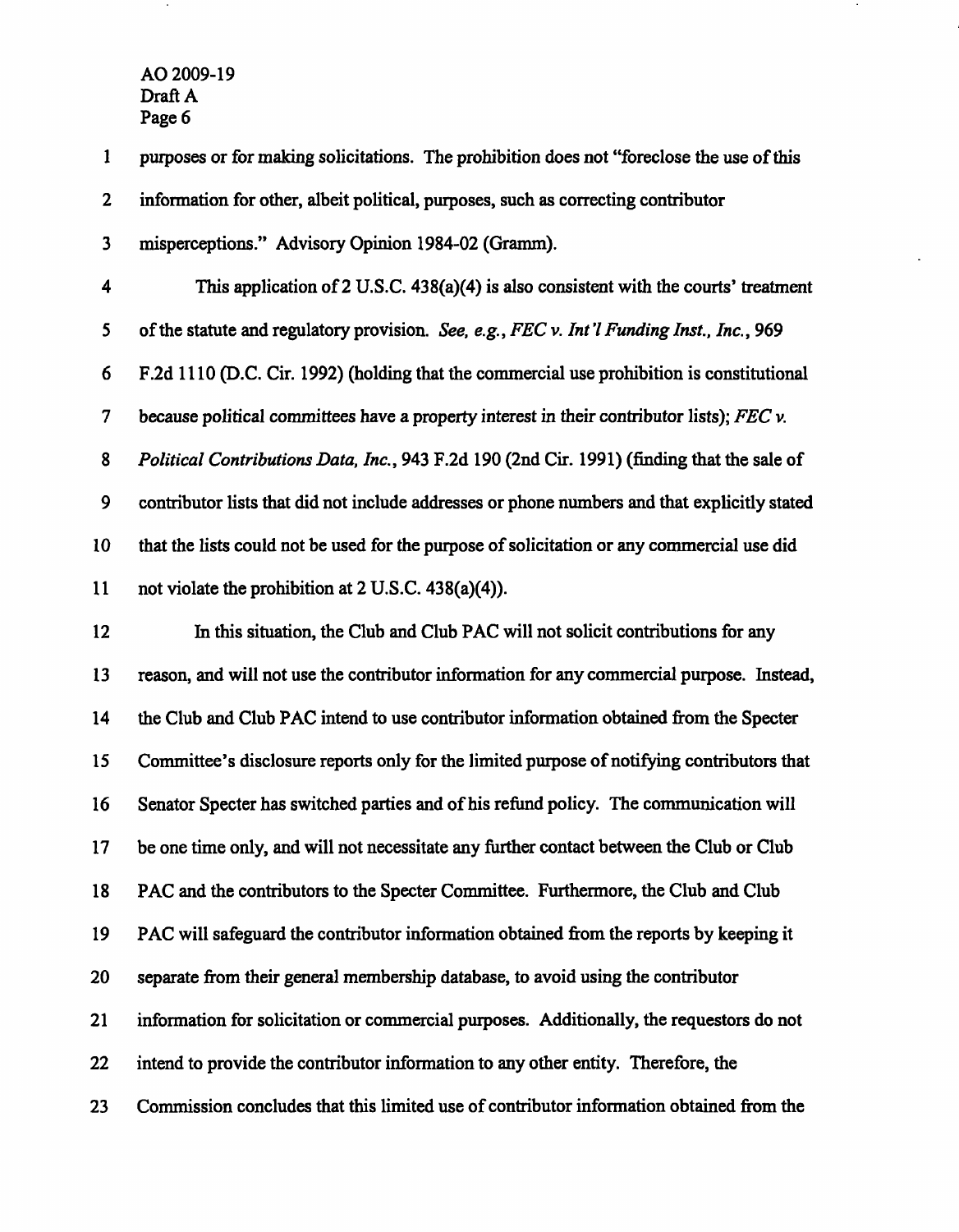purposes or for making solicitations. The prohibition does not "foreclose the use of this information for other, albeit political, purposes, such as correcting contributor misperceptions." Advisory Opinion 1984-02 (Gramm).

This application of 2 U.S.C. 438(a)(4) is also consistent with the courts' treatment of the statute and regulatory provision. *See, e.g.*, *FEC v. Int'l Funding Inst., Inc.*, 969 F.2d 1110 (D.C. Cir. 1992) (holding that the commercial use prohibition is constitutional because political committees have a property interest in their contributor lists); *FEC v. Political Contributions Data, Inc.*, 943 F.2d 190 (2nd Cir. 1991) (finding that the sale of contributor lists that did not include addresses or phone numbers and that explicitly stated that the lists could not be used for the purpose of solicitation or any commercial use did not violate the prohibition at 2 U.S.C. 438(a)(4)).

In this situation, the Club and Club PAC will not solicit contributions for any reason, and will not use the contributor information for any commercial purpose. Instead, the Club and Club PAC intend to use contributor information obtained from the Specter Committee's disclosure reports only for the limited purpose of notifying contributors that Senator Specter has switched parties and of his refund policy. The communication will be one time only, and will not necessitate any further contact between the Club or Club PAC and the contributors to the Specter Committee. Furthermore, the Club and Club PAC will safeguard the contributor information obtained from the reports by keeping it separate from their general membership database, to avoid using the contributor information for solicitation or commercial purposes. Additionally, the requestors do not intend to provide the contributor information to any other entity. Therefore, the Commission concludes that this limited use of contributor information obtained from the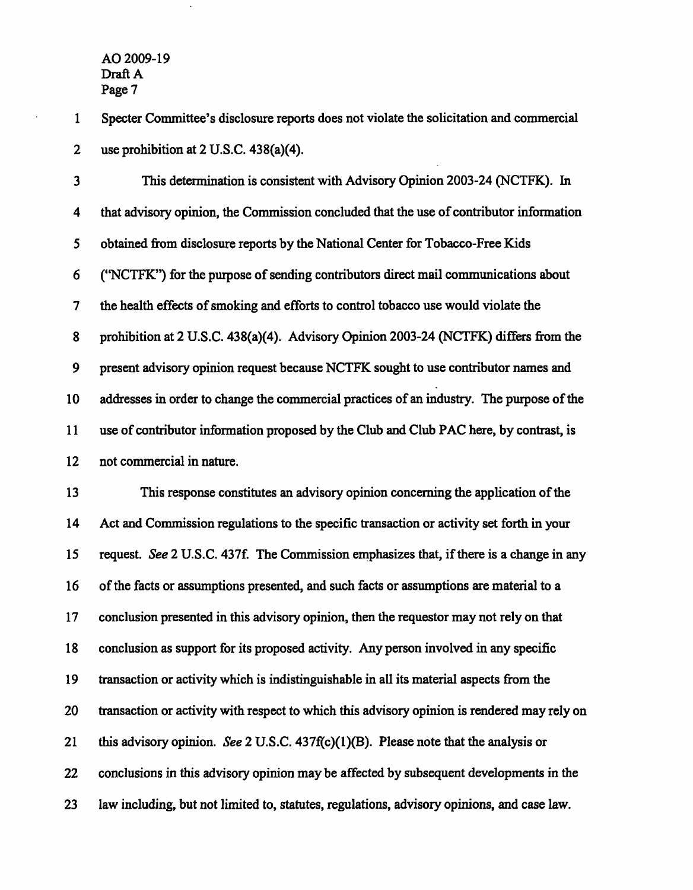Specter Committee's disclosure reports does not violate the solicitation and commercial use prohibition at 2 U.S.C. 438(a)(4).

This determination is consistent with Advisory Opinion 2003-24 (NCTFK). In that advisory opinion, the Commission concluded that the use of contributor information obtained from disclosure reports by the National Center for Tobacco-Free Kids ("NCTFK") for the purpose of sending contributors direct mail communications about the health effects of smoking and efforts to control tobacco use would violate the prohibition at 2 U.S.C. 438(a)(4). Advisory Opinion 2003-24 (NCTFK) differs from the present advisory opinion request because NCTFK sought to use contributor names and addresses in order to change the commercial practices of an industry. The purpose of the use of contributor information proposed by the Club and Club PAC here, by contrast, is not commercial in nature.

This response constitutes an advisory opinion concerning the application of the Act and Commission regulations to the specific transaction or activity set forth in your request. *See* 2 U.S.C. 437f. The Commission emphasizes that, if there is a change in any of the facts or assumptions presented, and such facts or assumptions are material to a conclusion presented in this advisory opinion, then the requestor may not rely on that conclusion as support for its proposed activity. Any person involved in any specific transaction or activity which is indistinguishable in all its material aspects from the transaction or activity with respect to which this advisory opinion is rendered may rely on this advisory opinion. *See* 2 U.S.C. 437f(c)(1)(B). Please note that the analysis or conclusions in this advisory opinion may be affected by subsequent developments in the law including, but not limited to, statutes, regulations, advisory opinions, and case law.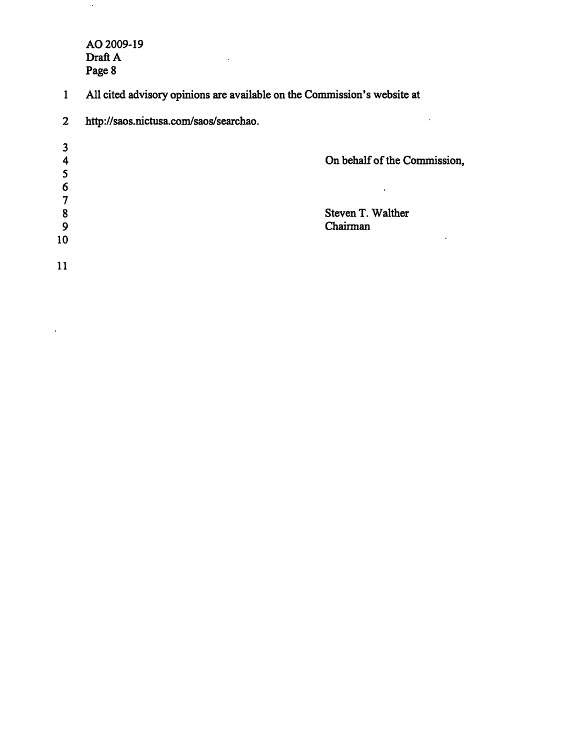All cited advisory opinions are available on the Commission's website at http://saos.nictusa.com/saos/searchao.

On behalf of the Commission,

Steven T. Walther
Chairman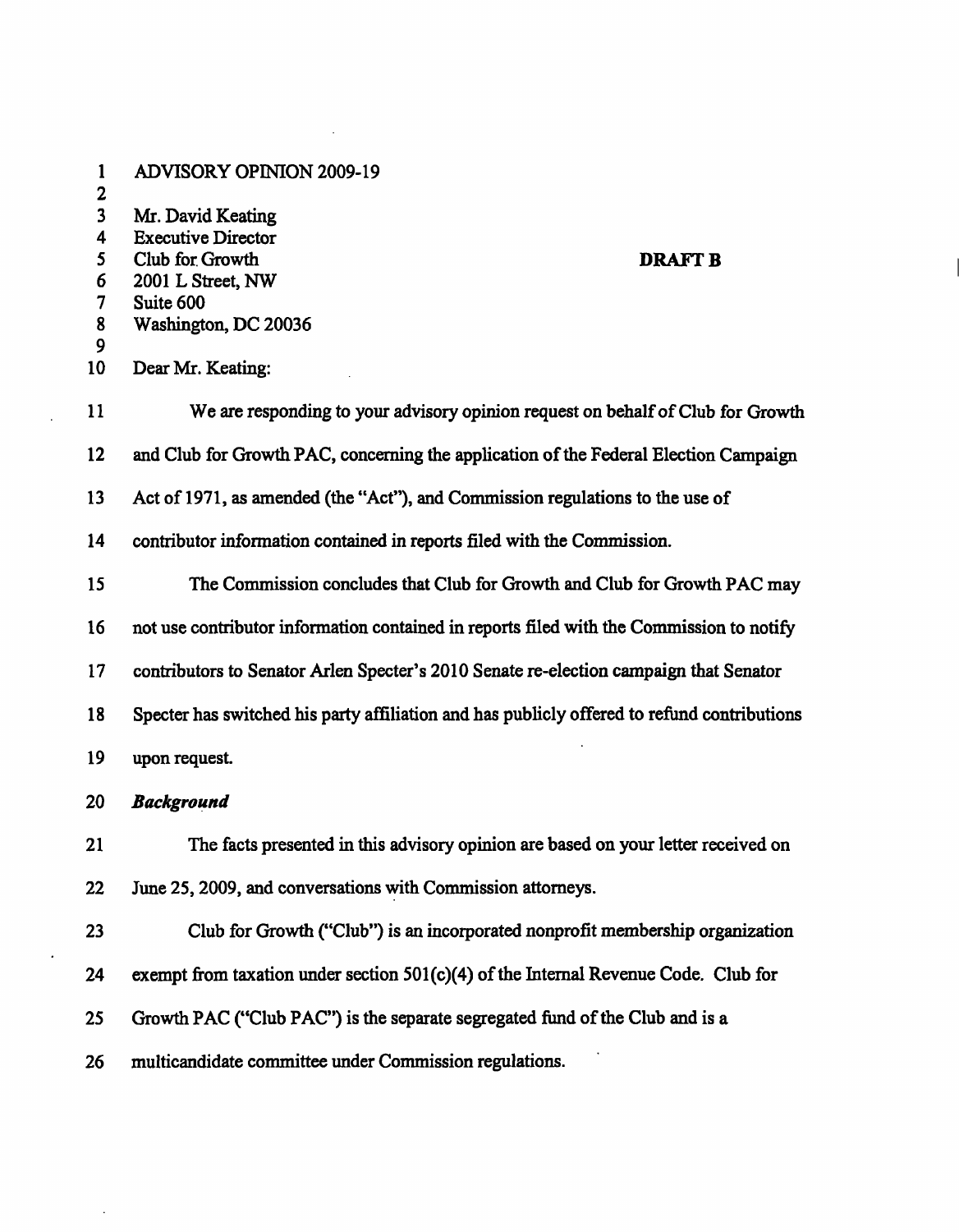ADVISORY OPINION 2009-19

Mr. David Keating
Executive Director
Club for Growth
2001 L Street, NW
Suite 600
Washington, DC 20036

**DRAFT B**

Dear Mr. Keating:

We are responding to your advisory opinion request on behalf of Club for Growth and Club for Growth PAC, concerning the application of the Federal Election Campaign Act of 1971, as amended (the "Act"), and Commission regulations to the use of contributor information contained in reports filed with the Commission.

The Commission concludes that Club for Growth and Club for Growth PAC may not use contributor information contained in reports filed with the Commission to notify contributors to Senator Arlen Specter's 2010 Senate re-election campaign that Senator Specter has switched his party affiliation and has publicly offered to refund contributions upon request.

***Background***

The facts presented in this advisory opinion are based on your letter received on June 25, 2009, and conversations with Commission attorneys.

Club for Growth ("Club") is an incorporated nonprofit membership organization exempt from taxation under section 501(c)(4) of the Internal Revenue Code. Club for Growth PAC ("Club PAC") is the separate segregated fund of the Club and is a multicandidate committee under Commission regulations.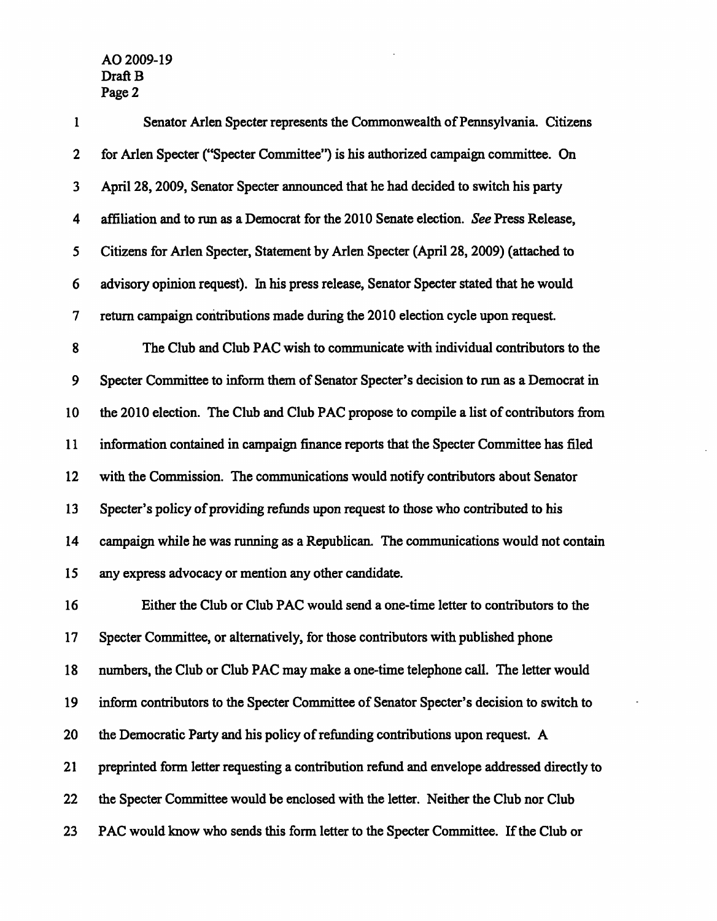Senator Arlen Specter represents the Commonwealth of Pennsylvania. Citizens for Arlen Specter ("Specter Committee") is his authorized campaign committee. On April 28, 2009, Senator Specter announced that he had decided to switch his party affiliation and to run as a Democrat for the 2010 Senate election. *See* Press Release, Citizens for Arlen Specter, Statement by Arlen Specter (April 28, 2009) (attached to advisory opinion request). In his press release, Senator Specter stated that he would return campaign contributions made during the 2010 election cycle upon request.

The Club and Club PAC wish to communicate with individual contributors to the Specter Committee to inform them of Senator Specter's decision to run as a Democrat in the 2010 election. The Club and Club PAC propose to compile a list of contributors from information contained in campaign finance reports that the Specter Committee has filed with the Commission. The communications would notify contributors about Senator Specter's policy of providing refunds upon request to those who contributed to his campaign while he was running as a Republican. The communications would not contain any express advocacy or mention any other candidate.

Either the Club or Club PAC would send a one-time letter to contributors to the Specter Committee, or alternatively, for those contributors with published phone numbers, the Club or Club PAC may make a one-time telephone call. The letter would inform contributors to the Specter Committee of Senator Specter's decision to switch to the Democratic Party and his policy of refunding contributions upon request. A preprinted form letter requesting a contribution refund and envelope addressed directly to the Specter Committee would be enclosed with the letter. Neither the Club nor Club PAC would know who sends this form letter to the Specter Committee. If the Club or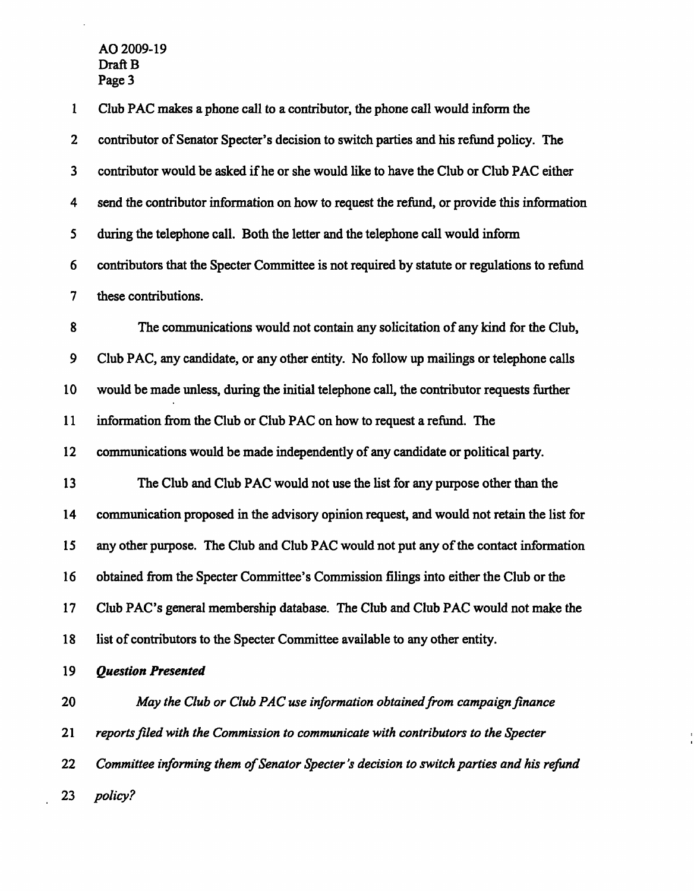Club PAC makes a phone call to a contributor, the phone call would inform the contributor of Senator Specter's decision to switch parties and his refund policy. The contributor would be asked if he or she would like to have the Club or Club PAC either send the contributor information on how to request the refund, or provide this information during the telephone call. Both the letter and the telephone call would inform contributors that the Specter Committee is not required by statute or regulations to refund these contributions.

The communications would not contain any solicitation of any kind for the Club, Club PAC, any candidate, or any other entity. No follow up mailings or telephone calls would be made unless, during the initial telephone call, the contributor requests further information from the Club or Club PAC on how to request a refund. The communications would be made independently of any candidate or political party.

The Club and Club PAC would not use the list for any purpose other than the communication proposed in the advisory opinion request, and would not retain the list for any other purpose. The Club and Club PAC would not put any of the contact information obtained from the Specter Committee's Commission filings into either the Club or the Club PAC's general membership database. The Club and Club PAC would not make the list of contributors to the Specter Committee available to any other entity.

***Question Presented***

*May the Club or Club PAC use information obtained from campaign finance reports filed with the Commission to communicate with contributors to the Specter Committee informing them of Senator Specter's decision to switch parties and his refund policy?*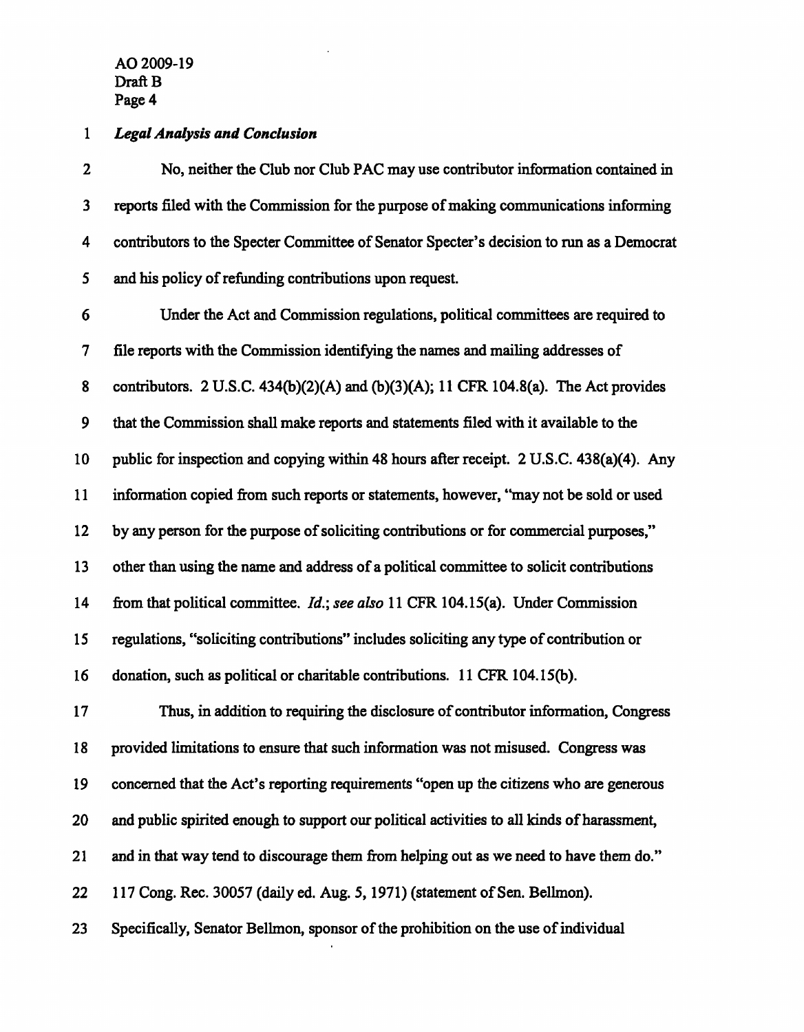***Legal Analysis and Conclusion***

No, neither the Club nor Club PAC may use contributor information contained in reports filed with the Commission for the purpose of making communications informing contributors to the Specter Committee of Senator Specter's decision to run as a Democrat and his policy of refunding contributions upon request.

Under the Act and Commission regulations, political committees are required to file reports with the Commission identifying the names and mailing addresses of contributors. 2 U.S.C. 434(b)(2)(A) and (b)(3)(A); 11 CFR 104.8(a). The Act provides that the Commission shall make reports and statements filed with it available to the public for inspection and copying within 48 hours after receipt. 2 U.S.C. 438(a)(4). Any information copied from such reports or statements, however, "may not be sold or used by any person for the purpose of soliciting contributions or for commercial purposes," other than using the name and address of a political committee to solicit contributions from that political committee. *Id.*; *see also* 11 CFR 104.15(a). Under Commission regulations, "soliciting contributions" includes soliciting any type of contribution or donation, such as political or charitable contributions. 11 CFR 104.15(b).

Thus, in addition to requiring the disclosure of contributor information, Congress provided limitations to ensure that such information was not misused. Congress was concerned that the Act's reporting requirements "open up the citizens who are generous and public spirited enough to support our political activities to all kinds of harassment, and in that way tend to discourage them from helping out as we need to have them do." 117 Cong. Rec. 30057 (daily ed. Aug. 5, 1971) (statement of Sen. Bellmon). Specifically, Senator Bellmon, sponsor of the prohibition on the use of individual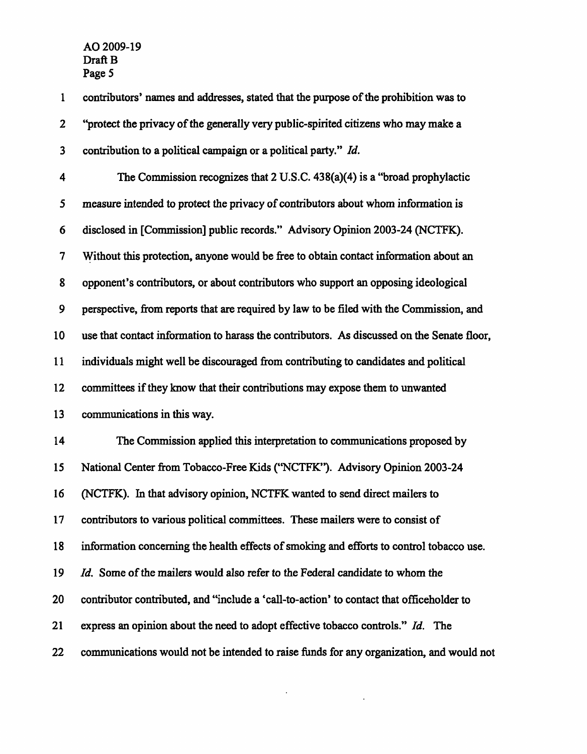contributors' names and addresses, stated that the purpose of the prohibition was to "protect the privacy of the generally very public-spirited citizens who may make a contribution to a political campaign or a political party." *Id.*

The Commission recognizes that 2 U.S.C. 438(a)(4) is a "broad prophylactic measure intended to protect the privacy of contributors about whom information is disclosed in [Commission] public records." Advisory Opinion 2003-24 (NCTFK). Without this protection, anyone would be free to obtain contact information about an opponent's contributors, or about contributors who support an opposing ideological perspective, from reports that are required by law to be filed with the Commission, and use that contact information to harass the contributors. As discussed on the Senate floor, individuals might well be discouraged from contributing to candidates and political committees if they know that their contributions may expose them to unwanted communications in this way.

The Commission applied this interpretation to communications proposed by National Center from Tobacco-Free Kids ("NCTFK"). Advisory Opinion 2003-24 (NCTFK). In that advisory opinion, NCTFK wanted to send direct mailers to contributors to various political committees. These mailers were to consist of information concerning the health effects of smoking and efforts to control tobacco use. *Id.* Some of the mailers would also refer to the Federal candidate to whom the contributor contributed, and "include a 'call-to-action' to contact that officeholder to express an opinion about the need to adopt effective tobacco controls." *Id.* The communications would not be intended to raise funds for any organization, and would not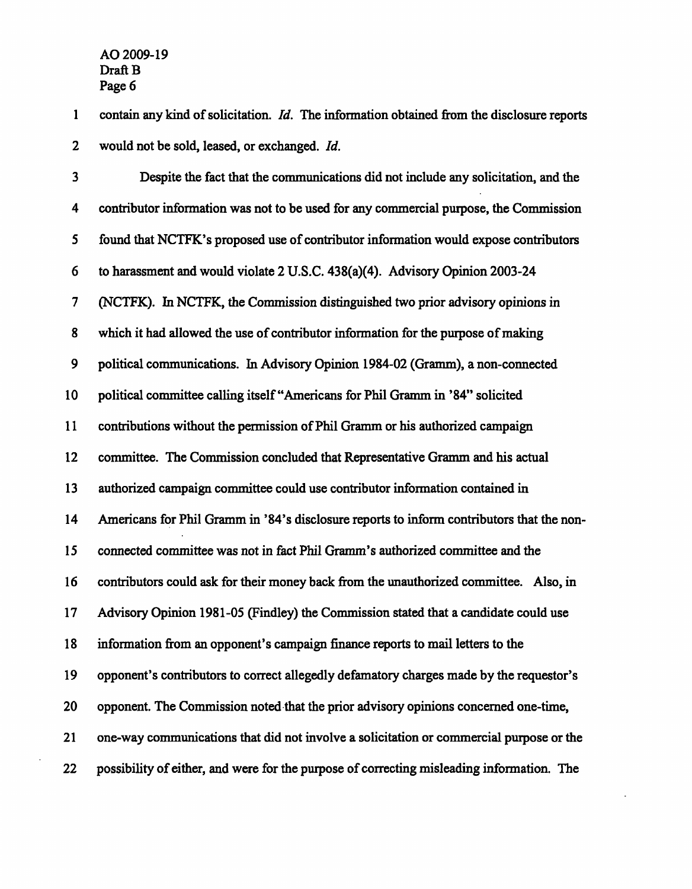contain any kind of solicitation. *Id.* The information obtained from the disclosure reports would not be sold, leased, or exchanged. *Id.*

Despite the fact that the communications did not include any solicitation, and the contributor information was not to be used for any commercial purpose, the Commission found that NCTFK's proposed use of contributor information would expose contributors to harassment and would violate 2 U.S.C. 438(a)(4). Advisory Opinion 2003-24 (NCTFK). In NCTFK, the Commission distinguished two prior advisory opinions in which it had allowed the use of contributor information for the purpose of making political communications. In Advisory Opinion 1984-02 (Gramm), a non-connected political committee calling itself "Americans for Phil Gramm in '84" solicited contributions without the permission of Phil Gramm or his authorized campaign committee. The Commission concluded that Representative Gramm and his actual authorized campaign committee could use contributor information contained in Americans for Phil Gramm in '84's disclosure reports to inform contributors that the non-connected committee was not in fact Phil Gramm's authorized committee and the contributors could ask for their money back from the unauthorized committee. Also, in Advisory Opinion 1981-05 (Findley) the Commission stated that a candidate could use information from an opponent's campaign finance reports to mail letters to the opponent's contributors to correct allegedly defamatory charges made by the requestor's opponent. The Commission noted that the prior advisory opinions concerned one-time, one-way communications that did not involve a solicitation or commercial purpose or the possibility of either, and were for the purpose of correcting misleading information. The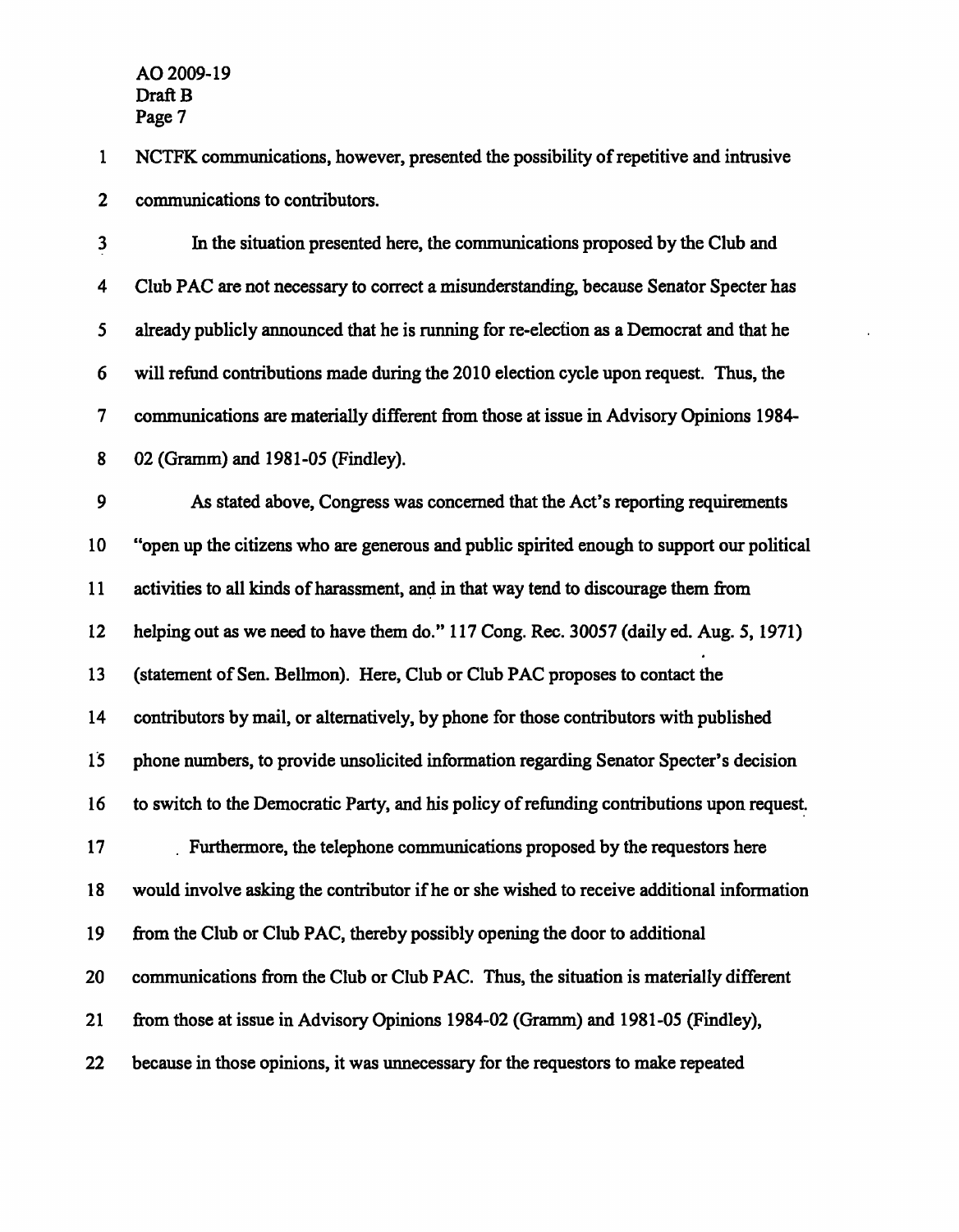NCTFK communications, however, presented the possibility of repetitive and intrusive communications to contributors.

In the situation presented here, the communications proposed by the Club and Club PAC are not necessary to correct a misunderstanding, because Senator Specter has already publicly announced that he is running for re-election as a Democrat and that he will refund contributions made during the 2010 election cycle upon request. Thus, the communications are materially different from those at issue in Advisory Opinions 1984-02 (Gramm) and 1981-05 (Findley).

As stated above, Congress was concerned that the Act's reporting requirements "open up the citizens who are generous and public spirited enough to support our political activities to all kinds of harassment, and in that way tend to discourage them from helping out as we need to have them do." 117 Cong. Rec. 30057 (daily ed. Aug. 5, 1971) (statement of Sen. Bellmon). Here, Club or Club PAC proposes to contact the contributors by mail, or alternatively, by phone for those contributors with published phone numbers, to provide unsolicited information regarding Senator Specter's decision to switch to the Democratic Party, and his policy of refunding contributions upon request.

Furthermore, the telephone communications proposed by the requestors here would involve asking the contributor if he or she wished to receive additional information from the Club or Club PAC, thereby possibly opening the door to additional communications from the Club or Club PAC. Thus, the situation is materially different from those at issue in Advisory Opinions 1984-02 (Gramm) and 1981-05 (Findley), because in those opinions, it was unnecessary for the requestors to make repeated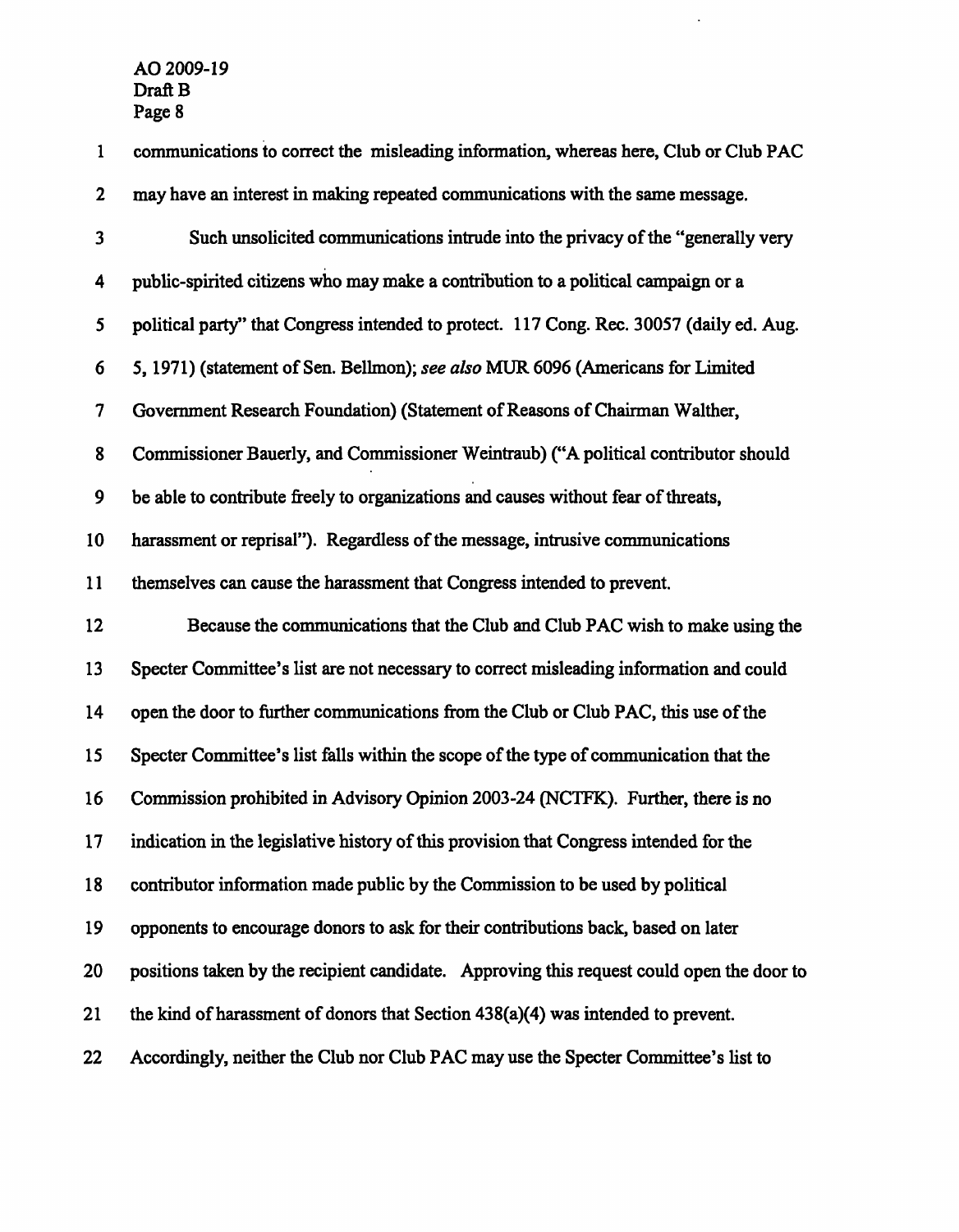communications to correct the misleading information, whereas here, Club or Club PAC may have an interest in making repeated communications with the same message.

Such unsolicited communications intrude into the privacy of the "generally very public-spirited citizens who may make a contribution to a political campaign or a political party" that Congress intended to protect. 117 Cong. Rec. 30057 (daily ed. Aug. 5, 1971) (statement of Sen. Bellmon); *see also* MUR 6096 (Americans for Limited Government Research Foundation) (Statement of Reasons of Chairman Walther, Commissioner Bauerly, and Commissioner Weintraub) ("A political contributor should be able to contribute freely to organizations and causes without fear of threats, harassment or reprisal"). Regardless of the message, intrusive communications themselves can cause the harassment that Congress intended to prevent.

Because the communications that the Club and Club PAC wish to make using the Specter Committee's list are not necessary to correct misleading information and could open the door to further communications from the Club or Club PAC, this use of the Specter Committee's list falls within the scope of the type of communication that the Commission prohibited in Advisory Opinion 2003-24 (NCTFK). Further, there is no indication in the legislative history of this provision that Congress intended for the contributor information made public by the Commission to be used by political opponents to encourage donors to ask for their contributions back, based on later positions taken by the recipient candidate. Approving this request could open the door to the kind of harassment of donors that Section 438(a)(4) was intended to prevent. Accordingly, neither the Club nor Club PAC may use the Specter Committee's list to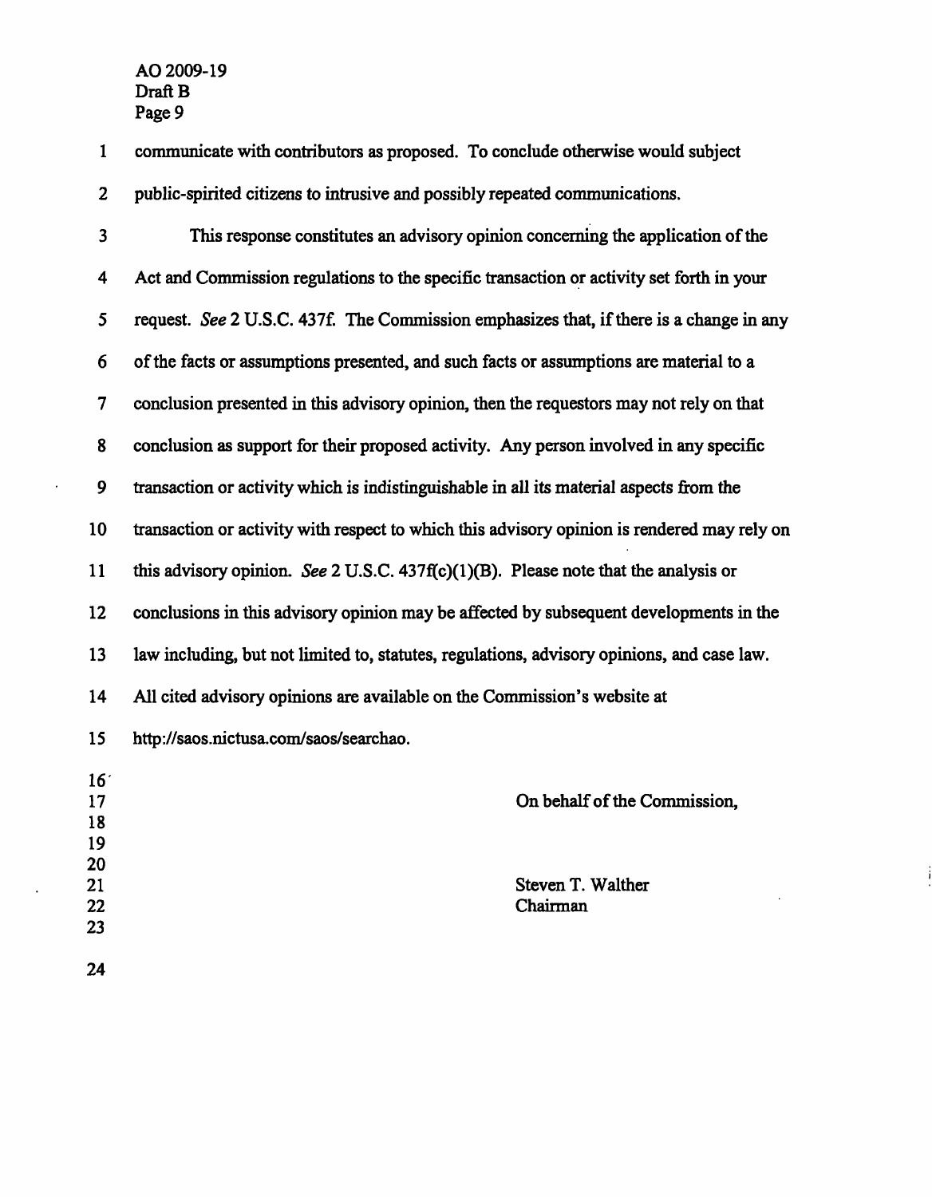communicate with contributors as proposed. To conclude otherwise would subject public-spirited citizens to intrusive and possibly repeated communications.

This response constitutes an advisory opinion concerning the application of the Act and Commission regulations to the specific transaction or activity set forth in your request. *See* 2 U.S.C. 437f. The Commission emphasizes that, if there is a change in any of the facts or assumptions presented, and such facts or assumptions are material to a conclusion presented in this advisory opinion, then the requestors may not rely on that conclusion as support for their proposed activity. Any person involved in any specific transaction or activity which is indistinguishable in all its material aspects from the transaction or activity with respect to which this advisory opinion is rendered may rely on this advisory opinion. *See* 2 U.S.C. 437f(c)(1)(B). Please note that the analysis or conclusions in this advisory opinion may be affected by subsequent developments in the law including, but not limited to, statutes, regulations, advisory opinions, and case law. All cited advisory opinions are available on the Commission's website at http://saos.nictusa.com/saos/searchao.

On behalf of the Commission,

Steven T. Walther
Chairman